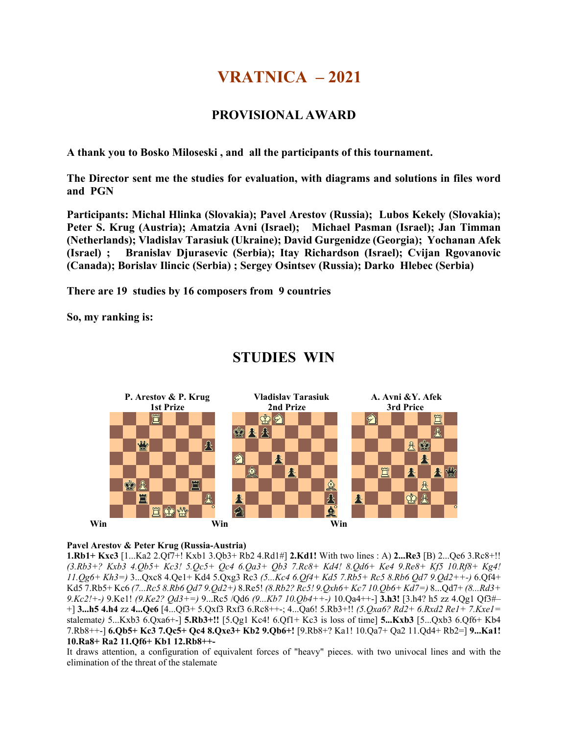# VRATNICA – 2021

## PROVISIONAL AWARD

**A thank you to Bosko Miloseski , and all the participants of this tournament.**

**The Director sent me the studies for evaluation, with diagrams and solutions in files word and PGN**

**Participants: Michal Hlinka (Slovakia); Pavel Arestov (Russia); Lubos Kekely (Slovakia); Peter S. Krug (Austria); Amatzia Avni (Israel); Michael Pasman (Israel); Jan Timman (Netherlands); Vladislav Tarasiuk (Ukraine); David Gurgenidze (Georgia); Yochanan Afek (Israel) ; Branislav Djurasevic (Serbia); Itay Richardson (Israel); Cvijan Rgovanovic (Canada); Borislav Ilincic (Serbia) ; Sergey Osintsev (Russia); Darko Hlebec (Serbia)**

**There are 19 studies by 16 composers from 9 countries**

**So, my ranking is:**

## STUDIES WIN

**P. Arestov & P. Krug** — **1st Prize** — Win

**Vladislav Tarasiuk** — **2nd Prize** — Win

**A. Avni &Y. Afek** — **3rd Price** — Win

**Pavel Arestov & Peter Krug (Russia-Austria)**

**1.Rb1+ Kxc3** [1...Ka2 2.Qf7+! Kxb1 3.Qb3+ Rb2 4.Rd1#] **2.Kd1!** With two lines : A) **2...Re3** [B) 2...Qe6 3.Rc8+!! *(3.Rb3+? Kxb3 4.Qb5+ Kc3! 5.Qc5+ Qc4 6.Qa3+ Qb3 7.Rc8+ Kd4! 8.Qd6+ Ke4 9.Re8+ Kf5 10.Rf8+ Kg4! 11.Qg6+ Kh3=)* 3...Qxc8 4.Qe1+ Kd4 5.Qxg3 Rc3 *(5...Kc4 6.Qf4+ Kd5 7.Rb5+ Rc5 8.Rb6 Qd7 9.Qd2++-)* 6.Qf4+ Kd5 7.Rb5+ Kc6 *(7...Rc5 8.Rb6 Qd7 9.Qd2+)* 8.Re5! *(8.Rb2? Rc5! 9.Qxh6+ Kc7 10.Qb6+ Kd7=)* 8...Qd7+ *(8...Rd3+ 9.Kc2!+-)* 9.Ke1! *(9.Ke2? Qd3+=)* 9...Rc5 /Qd6 *(9...Kb7 10.Qb4++-)* 10.Qa4++-] **3.h3!** [3.h4? h5 zz 4.Qg1 Qf3#–+] **3...h5 4.h4** zz **4...Qe6** [4...Qf3+ 5.Qxf3 Rxf3 6.Rc8++-; 4...Qa6! 5.Rb3+!! *(5.Qxa6? Rd2+ 6.Rxd2 Re1+ 7.Kxe1=* stalemate*)* 5...Kxb3 6.Qxa6+-] **5.Rb3+!!** [5.Qg1 Kc4! 6.Qf1+ Kc3 is loss of time] **5...Kxb3** [5...Qxb3 6.Qf6+ Kb4 7.Rb8++-] **6.Qb5+ Kc3 7.Qc5+ Qc4 8.Qxe3+ Kb2 9.Qb6+!** [9.Rb8+? Ka1! 10.Qa7+ Qa2 11.Qd4+ Rb2=] **9...Ka1! 10.Ra8+ Ra2 11.Qf6+ Kb1 12.Rb8++-**

It draws attention, a configuration of equivalent forces of "heavy" pieces. with two univocal lines and with the elimination of the threat of the stalemate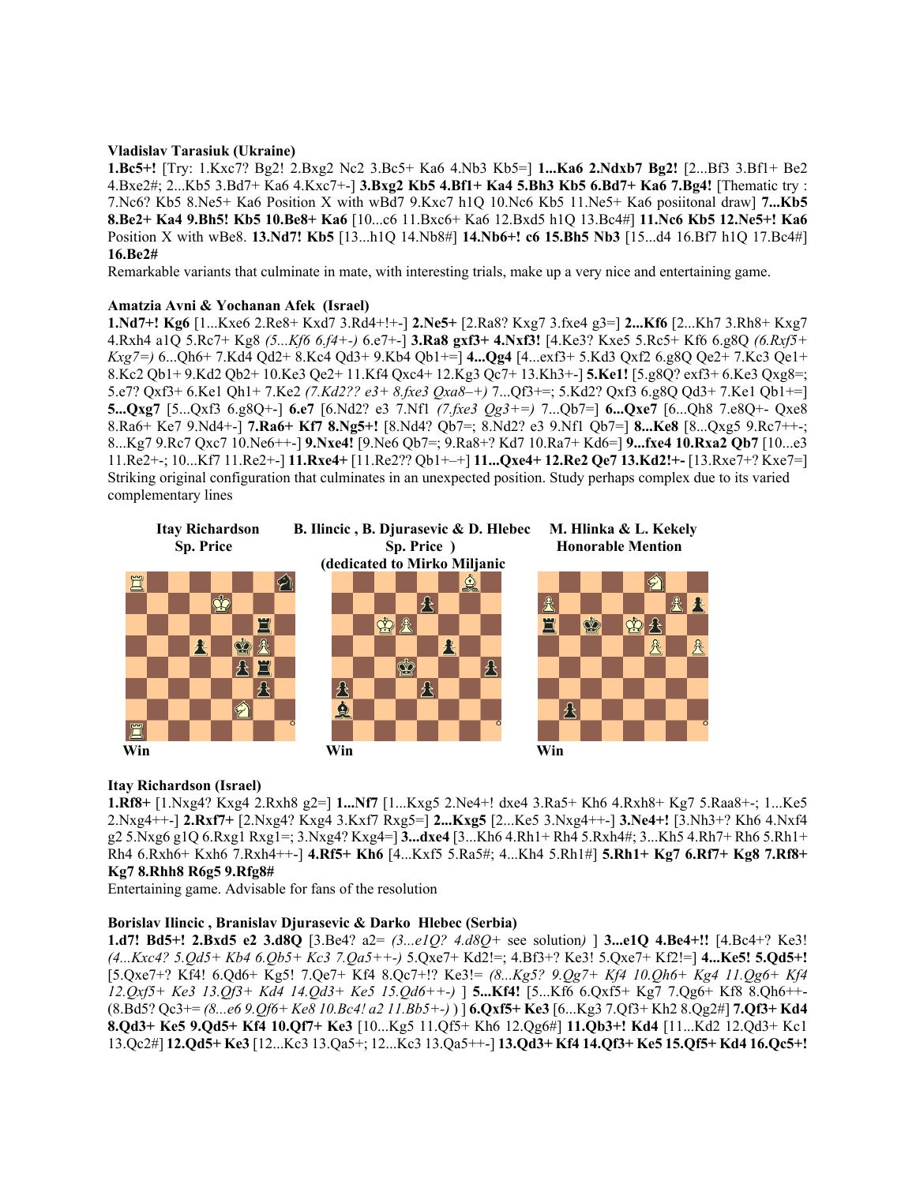**Vladislav Tarasiuk (Ukraine)**

**1.Bc5+!** [Try: 1.Kxc7? Bg2! 2.Bxg2 Nc2 3.Bc5+ Ka6 4.Nb3 Kb5=] **1...Ka6 2.Ndxb7 Bg2!** [2...Bf3 3.Bf1+ Be2 4.Bxe2#; 2...Kb5 3.Bd7+ Ka6 4.Kxc7+-] **3.Bxg2 Kb5 4.Bf1+ Ka4 5.Bh3 Kb5 6.Bd7+ Ka6 7.Bg4!** [Thematic try : 7.Nc6? Kb5 8.Ne5+ Ka6 Position X with wBd7 9.Kxc7 h1Q 10.Nc6 Kb5 11.Ne5+ Ka6 posiitonal draw] **7...Kb5 8.Be2+ Ka4 9.Bh5! Kb5 10.Be8+ Ka6** [10...c6 11.Bxc6+ Ka6 12.Bxd5 h1Q 13.Bc4#] **11.Nc6 Kb5 12.Ne5+! Ka6** Position X with wBe8. **13.Nd7! Kb5** [13...h1Q 14.Nb8#] **14.Nb6+! c6 15.Bh5 Nb3** [15...d4 16.Bf7 h1Q 17.Bc4#] **16.Be2#**

Remarkable variants that culminate in mate, with interesting trials, make up a very nice and entertaining game.

**Amatzia Avni & Yochanan Afek (Israel)**

**1.Nd7+! Kg6** [1...Kxe6 2.Re8+ Kxd7 3.Rd4+!+-] **2.Ne5+** [2.Ra8? Kxg7 3.fxe4 g3=] **2...Kf6** [2...Kh7 3.Rh8+ Kxg7 4.Rxh4 a1Q 5.Rc7+ Kg8 *(5...Kf6 6.f4+-)* 6.e7+-] **3.Ra8 gxf3+ 4.Nxf3!** [4.Ke3? Kxe5 5.Rc5+ Kf6 6.g8Q *(6.Rxf5+ Kxg7=)* 6...Qh6+ 7.Kd4 Qd2+ 8.Kc4 Qd3+ 9.Kb4 Qb1+=] **4...Qg4** [4...exf3+ 5.Kd3 Qxf2 6.g8Q Qe2+ 7.Kc3 Qe1+ 8.Kc2 Qb1+ 9.Kd2 Qb2+ 10.Ke3 Qe2+ 11.Kf4 Qxc4+ 12.Kg3 Qc7+ 13.Kh3+-] **5.Ke1!** [5.g8Q? exf3+ 6.Ke3 Qxg8=; 5.e7? Qxf3+ 6.Ke1 Qh1+ 7.Ke2 *(7.Kd2?? e3+ 8.fxe3 Qxa8–+)* 7...Qf3+=; 5.Kd2? Qxf3 6.g8Q Qd3+ 7.Ke1 Qb1+=] **5...Qxg7** [5...Qxf3 6.g8Q+-] **6.e7** [6.Nd2? e3 7.Nf1 *(7.fxe3 Qg3+=)* 7...Qb7=] **6...Qxe7** [6...Qh8 7.e8Q+- Qxe8 8.Ra6+ Ke7 9.Nd4+-] **7.Ra6+ Kf7 8.Ng5+!** [8.Nd4? Qb7=; 8.Nd2? e3 9.Nf1 Qb7=] **8...Ke8** [8...Qxg5 9.Rc7++-; 8...Kg7 9.Rc7 Qxc7 10.Ne6++-] **9.Nxe4!** [9.Ne6 Qb7=; 9.Ra8+? Kd7 10.Ra7+ Kd6=] **9...fxe4 10.Rxa2 Qb7** [10...e3 11.Re2+-; 10...Kf7 11.Re2+-] **11.Rxe4+** [11.Re2?? Qb1+–+] **11...Qxe4+ 12.Re2 Qe7 13.Kd2!+-** [13.Rxe7+? Kxe7=]

Striking original configuration that culminates in an unexpected position. Study perhaps complex due to its varied complementary lines

**Itay Richardson** — Sp. Price — Win

**B. Ilincic , B. Djurasevic & D. Hlebec** — Sp. Price ) (dedicated to Mirko Miljanic — Win

**M. Hlinka & L. Kekely** — Honorable Mention — Win

**Itay Richardson (Israel)**

**1.Rf8+** [1.Nxg4? Kxg4 2.Rxh8 g2=] **1...Nf7** [1...Kxg5 2.Ne4+! dxe4 3.Ra5+ Kh6 4.Rxh8+ Kg7 5.Raa8+-; 1...Ke5 2.Nxg4++-] **2.Rxf7+** [2.Nxg4? Kxg4 3.Kxf7 Rxg5=] **2...Kxg5** [2...Ke5 3.Nxg4++-] **3.Ne4+!** [3.Nh3+? Kh6 4.Nxf4 g2 5.Nxg6 g1Q 6.Rxg1 Rxg1=; 3.Nxg4? Kxg4=] **3...dxe4** [3...Kh6 4.Rh1+ Rh4 5.Rxh4#; 3...Kh5 4.Rh7+ Rh6 5.Rh1+ Rh4 6.Rxh6+ Kxh6 7.Rxh4++-] **4.Rf5+ Kh6** [4...Kxf5 5.Ra5#; 4...Kh4 5.Rh1#] **5.Rh1+ Kg7 6.Rf7+ Kg8 7.Rf8+ Kg7 8.Rhh8 R6g5 9.Rfg8#**

Entertaining game. Advisable for fans of the resolution

**Borislav Ilincic , Branislav Djurasevic & Darko Hlebec (Serbia)**

**1.d7! Bd5+! 2.Bxd5 e2 3.d8Q** [3.Be4? a2= *(3...e1Q? 4.d8Q+* see solution*)* ] **3...e1Q 4.Be4+!!** [4.Bc4+? Ke3! *(4...Kxc4? 5.Qd5+ Kb4 6.Qb5+ Kc3 7.Qa5++-)* 5.Qxe7+ Kd2!=; 4.Bf3+? Ke3! 5.Qxe7+ Kf2!=] **4...Ke5! 5.Qd5+!** [5.Qxe7+? Kf4! 6.Qd6+ Kg5! 7.Qe7+ Kf4 8.Qc7+!? Ke3!= *(8...Kg5? 9.Qg7+ Kf4 10.Qh6+ Kg4 11.Qg6+ Kf4 12.Qxf5+ Ke3 13.Qf3+ Kd4 14.Qd3+ Ke5 15.Qd6++-)* ] **5...Kf4!** [5...Kf6 6.Qxf5+ Kg7 7.Qg6+ Kf8 8.Qh6++- (8.Bd5? Qc3+= *(8...e6 9.Qf6+ Ke8 10.Bc4! a2 11.Bb5+-)* ) ] **6.Qxf5+ Ke3** [6...Kg3 7.Qf3+ Kh2 8.Qg2#] **7.Qf3+ Kd4 8.Qd3+ Ke5 9.Qd5+ Kf4 10.Qf7+ Ke3** [10...Kg5 11.Qf5+ Kh6 12.Qg6#] **11.Qb3+! Kd4** [11...Kd2 12.Qd3+ Kc1 13.Qc2#] **12.Qd5+ Ke3** [12...Kc3 13.Qa5+; 12...Kc3 13.Qa5++-] **13.Qd3+ Kf4 14.Qf3+ Ke5 15.Qf5+ Kd4 16.Qc5+!**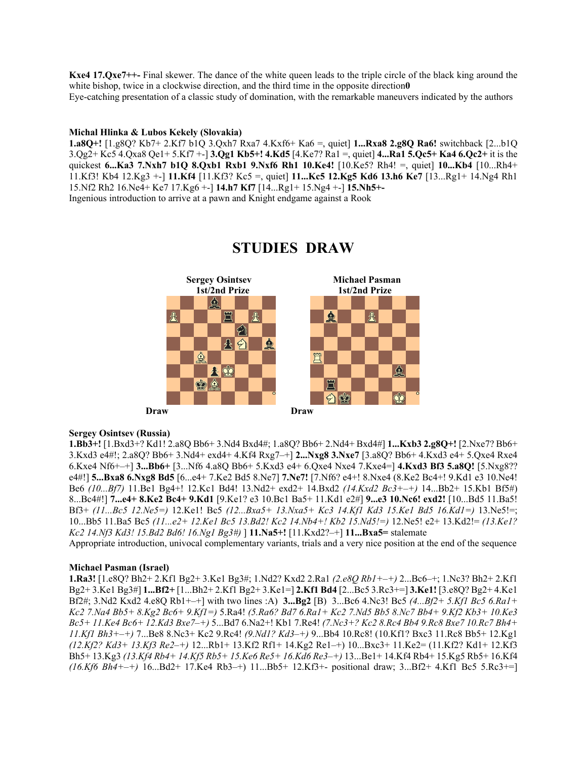**Kxe4 17.Qxe7++-** Final skewer. The dance of the white queen leads to the triple circle of the black king around the white bishop, twice in a clockwise direction, and the third time in the opposite direction**0**
Eye-catching presentation of a classic study of domination, with the remarkable maneuvers indicated by the authors

**Michal Hlinka & Lubos Kekely (Slovakia)**
**1.a8Q+!** [1.g8Q? Kb7+ 2.Kf7 b1Q 3.Qxh7 Rxa7 4.Kxf6+ Ka6 =, quiet] **1...Rxa8 2.g8Q Ra6!** switchback [2...b1Q 3.Qg2+ Kc5 4.Qxa8 Qe1+ 5.Kf7 +-] **3.Qg1 Kb5+! 4.Kd5** [4.Ke7? Ra1 =, quiet] **4...Ra1 5.Qc5+ Ka4 6.Qc2+** it is the quickest **6...Ka3 7.Nxh7 b1Q 8.Qxb1 Rxb1 9.Nxf6 Rh1 10.Ke4!** [10.Ke5? Rh4! =, quiet] **10...Kb4** [10...Rh4+ 11.Kf3! Kb4 12.Kg3 +-] **11.Kf4** [11.Kf3? Kc5 =, quiet] **11...Kc5 12.Kg5 Kd6 13.h6 Ke7** [13...Rg1+ 14.Ng4 Rh1 15.Nf2 Rh2 16.Ne4+ Ke7 17.Kg6 +-] **14.h7 Kf7** [14...Rg1+ 15.Ng4 +-] **15.Nh5+-**
Ingenious introduction to arrive at a pawn and Knight endgame against a Rook

## STUDIES DRAW

**Sergey Osintsev**
**1st/2nd Prize**

Draw

**Michael Pasman**
**1st/2nd Prize**

Draw

**Sergey Osintsev (Russia)**
**1.Bb3+!** [1.Bxd3+? Kd1! 2.a8Q Bb6+ 3.Nd4 Bxd4#; 1.a8Q? Bb6+ 2.Nd4+ Bxd4#] **1...Kxb3 2.g8Q+!** [2.Nxe7? Bb6+ 3.Kxd3 e4#!; 2.a8Q? Bb6+ 3.Nd4+ exd4+ 4.Kf4 Rxg7–+] **2...Nxg8 3.Nxe7** [3.a8Q? Bb6+ 4.Kxd3 e4+ 5.Qxe4 Rxe4 6.Kxe4 Nf6+–+] **3...Bb6+** [3...Nf6 4.a8Q Bb6+ 5.Kxd3 e4+ 6.Qxe4 Nxe4 7.Kxe4=] **4.Kxd3 Bf3 5.a8Q!** [5.Nxg8?? e4#!] **5...Bxa8 6.Nxg8 Bd5** [6...e4+ 7.Ke2 Bd5 8.Ne7] **7.Ne7!** [7.Nf6? e4+! 8.Nxe4 (8.Ke2 Bc4+! 9.Kd1 e3 10.Ne4! Be6 *(10...Bf7)* 11.Be1 Bg4+! 12.Kc1 Bd4! 13.Nd2+ exd2+ 14.Bxd2 *(14.Kxd2 Bc3+–+)* 14...Bb2+ 15.Kb1 Bf5#) 8...Bc4#!] **7...e4+ 8.Ke2 Bc4+ 9.Kd1** [9.Ke1? e3 10.Bc1 Ba5+ 11.Kd1 e2#] **9...e3 10.Nc6! exd2!** [10...Bd5 11.Ba5! Bf3+ *(11...Bc5 12.Ne5=)* 12.Ke1! Bc5 *(12...Bxa5+ 13.Nxa5+ Kc3 14.Kf1 Kd3 15.Ke1 Bd5 16.Kd1=)* 13.Ne5!=; 10...Bb5 11.Ba5 Bc5 *(11...e2+ 12.Ke1 Bc5 13.Bd2! Kc2 14.Nb4+! Kb2 15.Nd5!=)* 12.Ne5! e2+ 13.Kd2!= *(13.Ke1? Kc2 14.Nf3 Kd3! 15.Bd2 Bd6! 16.Ng1 Bg3#)* ] **11.Na5+!** [11.Kxd2?–+] **11...Bxa5=** stalemate
Appropriate introduction, univocal complementary variants, trials and a very nice position at the end of the sequence

**Michael Pasman (Israel)**
**1.Ra3!** [1.e8Q? Bh2+ 2.Kf1 Bg2+ 3.Ke1 Bg3#; 1.Nd2? Kxd2 2.Ra1 *(2.e8Q Rb1+–+)* 2...Bc6–+; 1.Nc3? Bh2+ 2.Kf1 Bg2+ 3.Ke1 Bg3#] **1...Bf2+** [1...Bh2+ 2.Kf1 Bg2+ 3.Ke1=] **2.Kf1 Bd4** [2...Bc5 3.Rc3+=] **3.Ke1!** [3.e8Q? Bg2+ 4.Ke1 Bf2#; 3.Nd2 Kxd2 4.e8Q Rb1+–+] with two lines :A) **3...Bg2** [B) 3...Bc6 4.Nc3! Bc5 *(4...Bf2+ 5.Kf1 Bc5 6.Ra1+ Kc2 7.Na4 Bb5+ 8.Kg2 Bc6+ 9.Kf1=)* 5.Ra4! *(5.Ra6? Bd7 6.Ra1+ Kc2 7.Nd5 Bb5 8.Nc7 Bb4+ 9.Kf2 Kb3+ 10.Ke3 Bc5+ 11.Ke4 Bc6+ 12.Kd3 Bxe7–+)* 5...Bd7 6.Na2+! Kb1 7.Re4! *(7.Nc3+? Kc2 8.Rc4 Bb4 9.Rc8 Bxe7 10.Rc7 Bh4+ 11.Kf1 Bh3+–+)* 7...Be8 8.Nc3+ Kc2 9.Rc4! *(9.Nd1? Kd3–+)* 9...Bb4 10.Rc8! (10.Kf1? Bxc3 11.Rc8 Bb5+ 12.Kg1 *(12.Kf2? Kd3+ 13.Kf3 Re2–+)* 12...Rb1+ 13.Kf2 Rf1+ 14.Kg2 Re1–+) 10...Bxc3+ 11.Ke2= (11.Kf2? Kd1+ 12.Kf3 Bh5+ 13.Kg3 *(13.Kf4 Rb4+ 14.Kf5 Rb5+ 15.Ke6 Re5+ 16.Kd6 Re3–+)* 13...Be1+ 14.Kf4 Rb4+ 15.Kg5 Rb5+ 16.Kf4 *(16.Kf6 Bh4+–+)* 16...Bd2+ 17.Ke4 Rb3–+) 11...Bb5+ 12.Kf3+- positional draw; 3...Bf2+ 4.Kf1 Bc5 5.Rc3+=]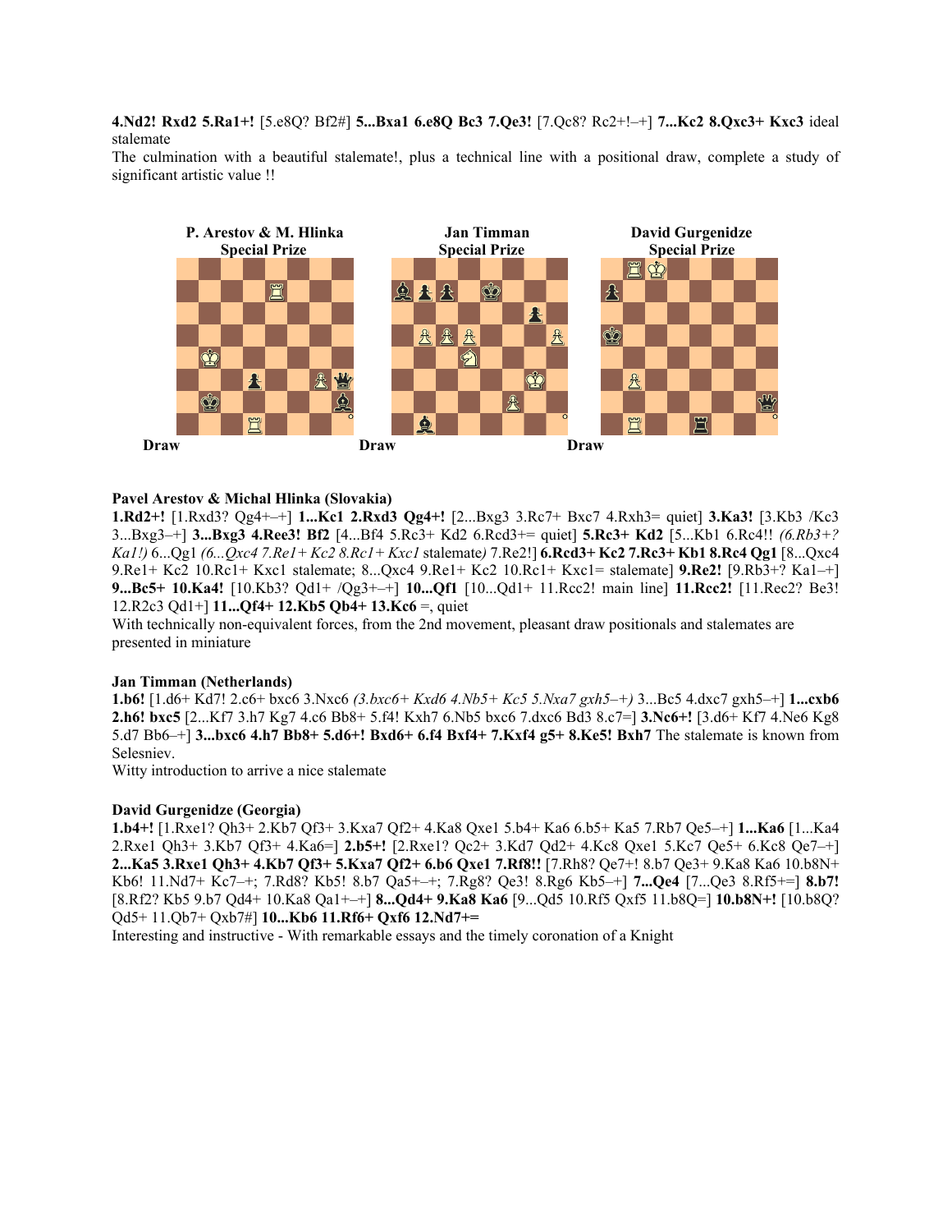**4.Nd2! Rxd2 5.Ra1+!** [5.e8Q? Bf2#] **5...Bxa1 6.e8Q Bc3 7.Qe3!** [7.Qc8? Rc2+!–+] **7...Kc2 8.Qxc3+ Kxc3** ideal stalemate

The culmination with a beautiful stalemate!, plus a technical line with a positional draw, complete a study of significant artistic value !!

**P. Arestov & M. Hlinka**
**Special Prize**

Draw

**Jan Timman**
**Special Prize**

Draw

**David Gurgenidze**
**Special Prize**

Draw

**Pavel Arestov & Michal Hlinka (Slovakia)**

**1.Rd2+!** [1.Rxd3? Qg4+–+] **1...Kc1 2.Rxd3 Qg4+!** [2...Bxg3 3.Rc7+ Bxc7 4.Rxh3= quiet] **3.Ka3!** [3.Kb3 /Kc3 3...Bxg3–+] **3...Bxg3 4.Ree3! Bf2** [4...Bf4 5.Rc3+ Kd2 6.Rcd3+= quiet] **5.Rc3+ Kd2** [5...Kb1 6.Rc4!! *(6.Rb3+? Ka1!)* 6...Qg1 *(6...Qxc4 7.Re1+ Kc2 8.Rc1+ Kxc1* stalemate*)* 7.Re2!] **6.Rcd3+ Kc2 7.Rc3+ Kb1 8.Rc4 Qg1** [8...Qxc4 9.Re1+ Kc2 10.Rc1+ Kxc1 stalemate; 8...Qxc4 9.Re1+ Kc2 10.Rc1+ Kxc1= stalemate] **9.Re2!** [9.Rb3+? Ka1–+] **9...Bc5+ 10.Ka4!** [10.Kb3? Qd1+ /Qg3+–+] **10...Qf1** [10...Qd1+ 11.Rcc2! main line] **11.Rcc2!** [11.Rec2? Be3! 12.R2c3 Qd1+] **11...Qf4+ 12.Kb5 Qb4+ 13.Kc6** =, quiet

With technically non-equivalent forces, from the 2nd movement, pleasant draw positionals and stalemates are presented in miniature

**Jan Timman (Netherlands)**

**1.b6!** [1.d6+ Kd7! 2.c6+ bxc6 3.Nxc6 *(3.bxc6+ Kxd6 4.Nb5+ Kc5 5.Nxa7 gxh5–+)* 3...Bc5 4.dxc7 gxh5–+] **1...cxb6 2.h6! bxc5** [2...Kf7 3.h7 Kg7 4.c6 Bb8+ 5.f4! Kxh7 6.Nb5 bxc6 7.dxc6 Bd3 8.c7=] **3.Nc6+!** [3.d6+ Kf7 4.Ne6 Kg8 5.d7 Bb6–+] **3...bxc6 4.h7 Bb8+ 5.d6+! Bxd6+ 6.f4 Bxf4+ 7.Kxf4 g5+ 8.Ke5! Bxh7** The stalemate is known from Selesniev.

Witty introduction to arrive a nice stalemate

**David Gurgenidze (Georgia)**

**1.b4+!** [1.Rxe1? Qh3+ 2.Kb7 Qf3+ 3.Kxa7 Qf2+ 4.Ka8 Qxe1 5.b4+ Ka6 6.b5+ Ka5 7.Rb7 Qe5–+] **1...Ka6** [1...Ka4 2.Rxe1 Qh3+ 3.Kb7 Qf3+ 4.Ka6=] **2.b5+!** [2.Rxe1? Qc2+ 3.Kd7 Qd2+ 4.Kc8 Qxe1 5.Kc7 Qe5+ 6.Kc8 Qe7–+] **2...Ka5 3.Rxe1 Qh3+ 4.Kb7 Qf3+ 5.Kxa7 Qf2+ 6.b6 Qxe1 7.Rf8!!** [7.Rh8? Qe7+! 8.b7 Qe3+ 9.Ka8 Ka6 10.b8N+ Kb6! 11.Nd7+ Kc7–+; 7.Rd8? Kb5! 8.b7 Qa5+–+; 7.Rg8? Qe3! 8.Rg6 Kb5–+] **7...Qe4** [7...Qe3 8.Rf5+=] **8.b7!** [8.Rf2? Kb5 9.b7 Qd4+ 10.Ka8 Qa1+–+] **8...Qd4+ 9.Ka8 Ka6** [9...Qd5 10.Rf5 Qxf5 11.b8Q=] **10.b8N+!** [10.b8Q? Qd5+ 11.Qb7+ Qxb7#] **10...Kb6 11.Rf6+ Qxf6 12.Nd7+=**

Interesting and instructive - With remarkable essays and the timely coronation of a Knight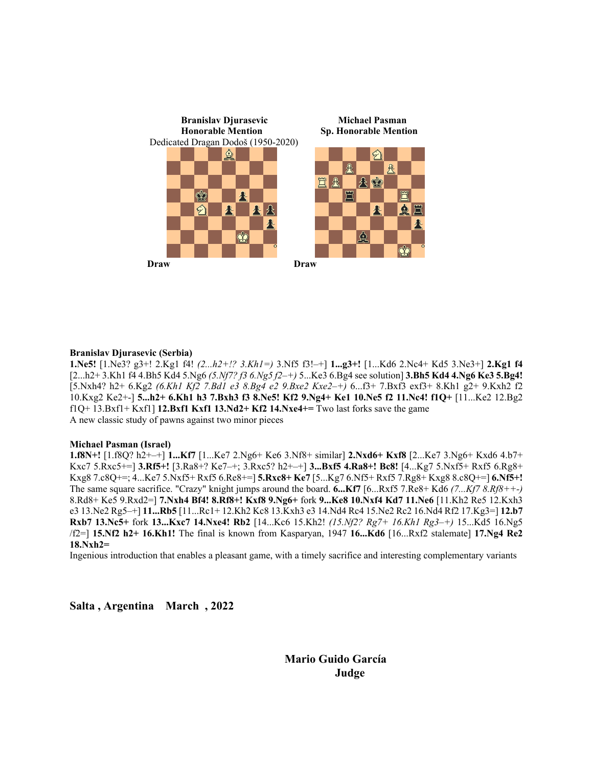**Branislav Djurasevic**
**Honorable Mention**
Dedicated Dragan Dodoš (1950-2020)

**Draw**

**Michael Pasman**
**Sp. Honorable Mention**

**Draw**

**Branislav Djurasevic (Serbia)**

**1.Ne5!** [1.Ne3? g3+! 2.Kg1 f4! *(2...h2+!? 3.Kh1=)* 3.Nf5 f3!–+] **1...g3+!** [1...Kd6 2.Nc4+ Kd5 3.Ne3+] **2.Kg1 f4** [2...h2+ 3.Kh1 f4 4.Bh5 Kd4 5.Ng6 *(5.Nf7? f3 6.Ng5 f2–+)* 5...Ke3 6.Bg4 see solution] **3.Bh5 Kd4 4.Ng6 Ke3 5.Bg4!** [5.Nxh4? h2+ 6.Kg2 *(6.Kh1 Kf2 7.Bd1 e3 8.Bg4 e2 9.Bxe2 Kxe2–+)* 6...f3+ 7.Bxf3 exf3+ 8.Kh1 g2+ 9.Kxh2 f2 10.Kxg2 Ke2+-] **5...h2+ 6.Kh1 h3 7.Bxh3 f3 8.Ne5! Kf2 9.Ng4+ Ke1 10.Ne5 f2 11.Nc4! f1Q+** [11...Ke2 12.Bg2 f1Q+ 13.Bxf1+ Kxf1] **12.Bxf1 Kxf1 13.Nd2+ Kf2 14.Nxe4+=** Two last forks save the game
A new classic study of pawns against two minor pieces

**Michael Pasman (Israel)**

**1.f8N+!** [1.f8Q? h2+–+] **1...Kf7** [1...Ke7 2.Ng6+ Ke6 3.Nf8+ similar] **2.Nxd6+ Kxf8** [2...Ke7 3.Ng6+ Kxd6 4.b7+ Kxc7 5.Rxc5+=] **3.Rf5+!** [3.Ra8+? Ke7–+; 3.Rxc5? h2+–+] **3...Bxf5 4.Ra8+! Bc8!** [4...Kg7 5.Nxf5+ Rxf5 6.Rg8+ Kxg8 7.c8Q+=; 4...Ke7 5.Nxf5+ Rxf5 6.Re8+=] **5.Rxc8+ Ke7** [5...Kg7 6.Nf5+ Rxf5 7.Rg8+ Kxg8 8.c8Q+=] **6.Nf5+!** The same square sacrifice. "Crazy" knight jumps around the board. **6...Kf7** [6...Rxf5 7.Re8+ Kd6 *(7...Kf7 8.Rf8++-)* 8.Rd8+ Ke5 9.Rxd2=] **7.Nxh4 Bf4! 8.Rf8+! Kxf8 9.Ng6+** fork **9...Ke8 10.Nxf4 Kd7 11.Ne6** [11.Kh2 Re5 12.Kxh3 e3 13.Ne2 Rg5–+] **11...Rb5** [11...Rc1+ 12.Kh2 Kc8 13.Kxh3 e3 14.Nd4 Rc4 15.Ne2 Rc2 16.Nd4 Rf2 17.Kg3=] **12.b7 Rxb7 13.Nc5+** fork **13...Kxc7 14.Nxe4! Rb2** [14...Kc6 15.Kh2! *(15.Nf2? Rg7+ 16.Kh1 Rg3–+)* 15...Kd5 16.Ng5 /f2=] **15.Nf2 h2+ 16.Kh1!** The final is known from Kasparyan, 1947 **16...Kd6** [16...Rxf2 stalemate] **17.Ng4 Re2 18.Nxh2=**
Ingenious introduction that enables a pleasant game, with a timely sacrifice and interesting complementary variants

**Salta , Argentina March , 2022**

**Mario Guido García**
**Judge**